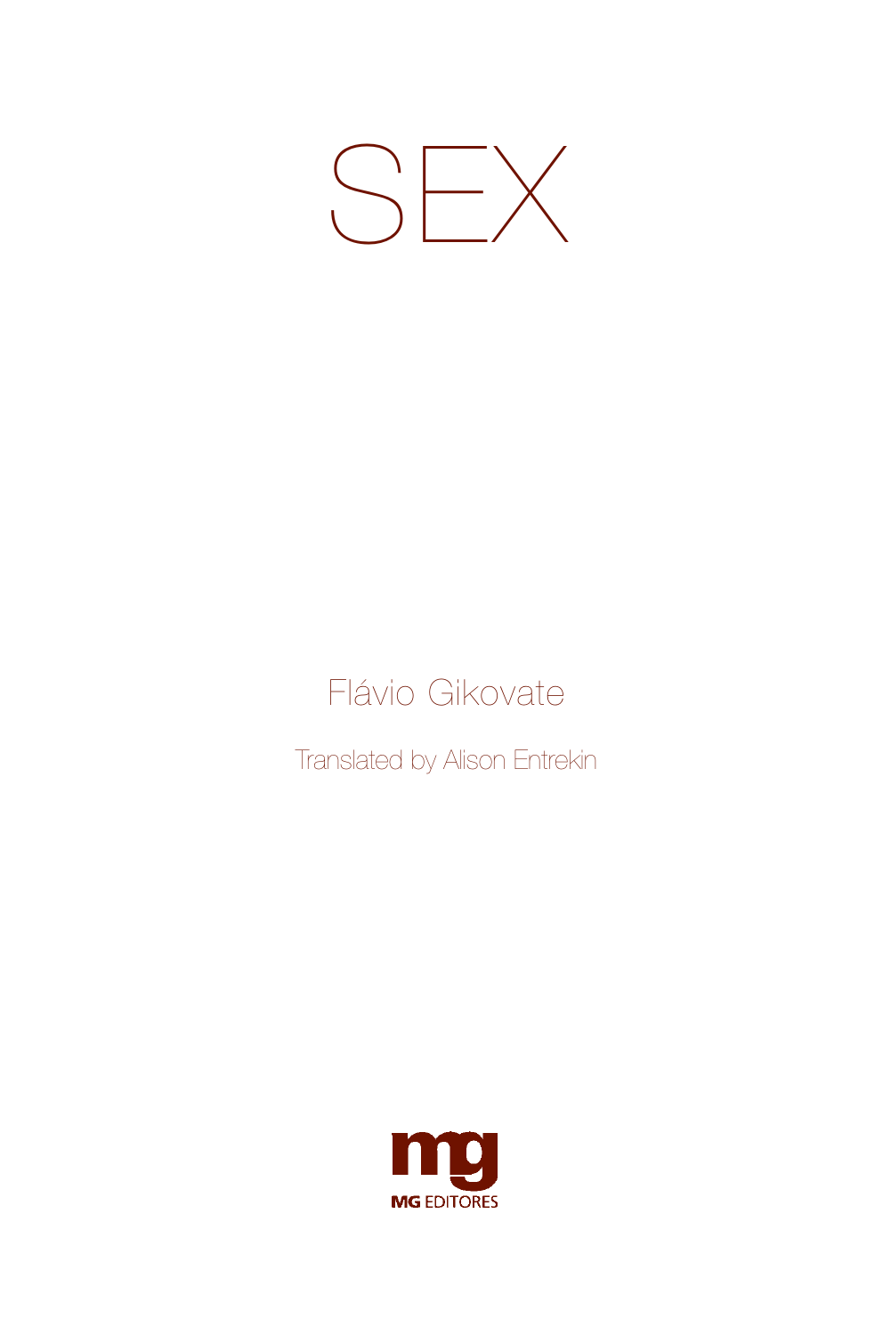# SEX

Flávio Gikovate

Translated by Alison Entrekin

mg

MG EDITORES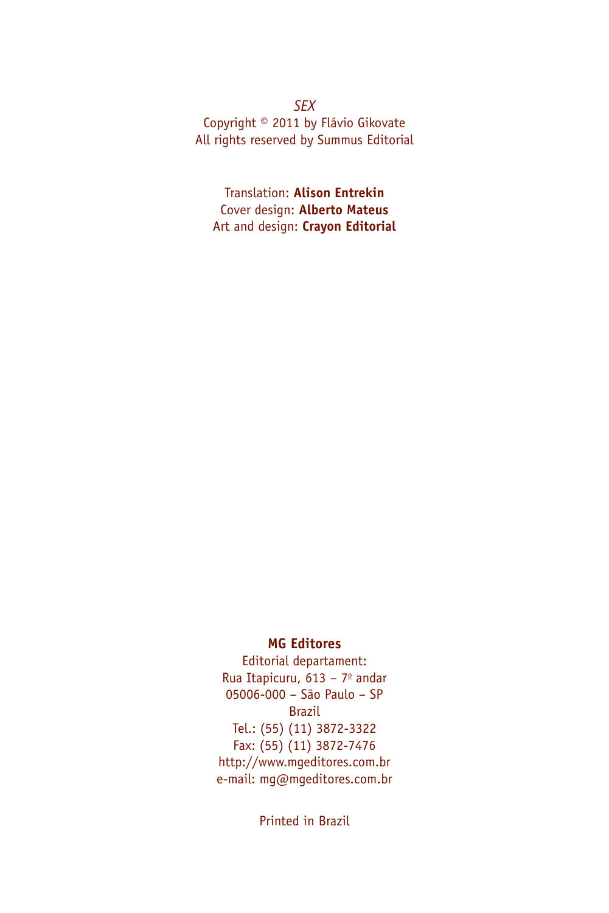*SEX*
Copyright © 2011 by Flávio Gikovate
All rights reserved by Summus Editorial

Translation: **Alison Entrekin**
Cover design: **Alberto Mateus**
Art and design: **Crayon Editorial**

**MG Editores**
Editorial departament:
Rua Itapicuru, 613 – 7º andar
05006-000 – São Paulo – SP
Brazil
Tel.: (55) (11) 3872-3322
Fax: (55) (11) 3872-7476
http://www.mgeditores.com.br
e-mail: mg@mgeditores.com.br

Printed in Brazil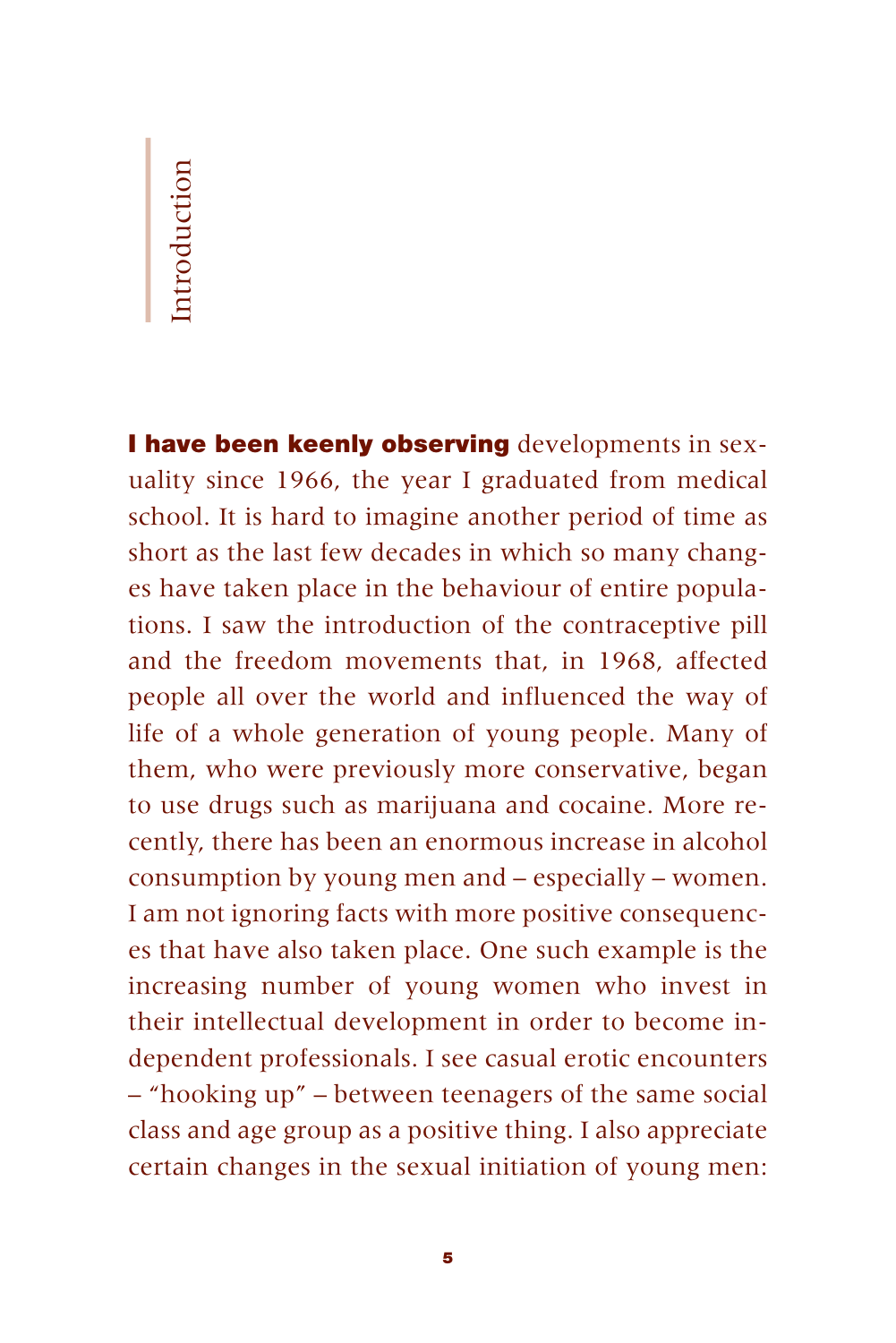# Introduction

**I have been keenly observing** developments in sexuality since 1966, the year I graduated from medical school. It is hard to imagine another period of time as short as the last few decades in which so many changes have taken place in the behaviour of entire populations. I saw the introduction of the contraceptive pill and the freedom movements that, in 1968, affected people all over the world and influenced the way of life of a whole generation of young people. Many of them, who were previously more conservative, began to use drugs such as marijuana and cocaine. More recently, there has been an enormous increase in alcohol consumption by young men and – especially – women. I am not ignoring facts with more positive consequences that have also taken place. One such example is the increasing number of young women who invest in their intellectual development in order to become independent professionals. I see casual erotic encounters – "hooking up" – between teenagers of the same social class and age group as a positive thing. I also appreciate certain changes in the sexual initiation of young men: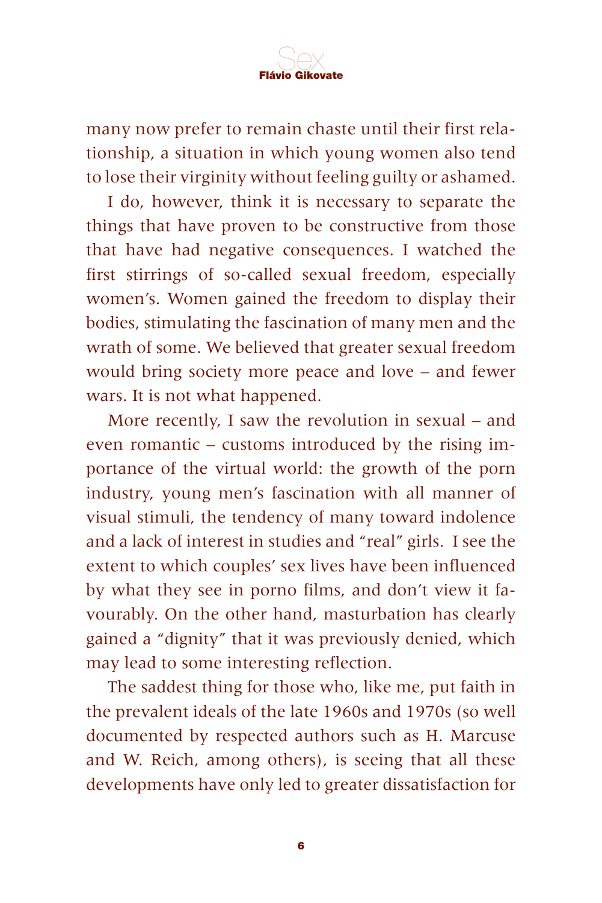many now prefer to remain chaste until their first relationship, a situation in which young women also tend to lose their virginity without feeling guilty or ashamed.

I do, however, think it is necessary to separate the things that have proven to be constructive from those that have had negative consequences. I watched the first stirrings of so-called sexual freedom, especially women's. Women gained the freedom to display their bodies, stimulating the fascination of many men and the wrath of some. We believed that greater sexual freedom would bring society more peace and love – and fewer wars. It is not what happened.

More recently, I saw the revolution in sexual – and even romantic – customs introduced by the rising importance of the virtual world: the growth of the porn industry, young men's fascination with all manner of visual stimuli, the tendency of many toward indolence and a lack of interest in studies and "real" girls. I see the extent to which couples' sex lives have been influenced by what they see in porno films, and don't view it favourably. On the other hand, masturbation has clearly gained a "dignity" that it was previously denied, which may lead to some interesting reflection.

The saddest thing for those who, like me, put faith in the prevalent ideals of the late 1960s and 1970s (so well documented by respected authors such as H. Marcuse and W. Reich, among others), is seeing that all these developments have only led to greater dissatisfaction for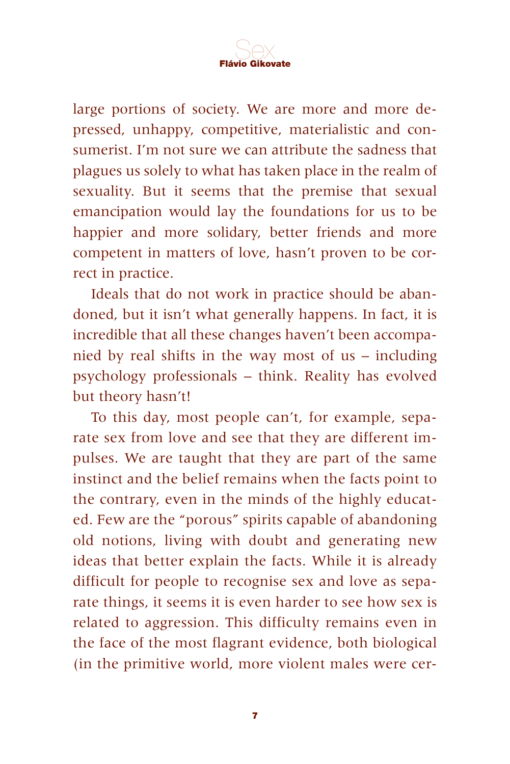large portions of society. We are more and more depressed, unhappy, competitive, materialistic and consumerist. I'm not sure we can attribute the sadness that plagues us solely to what has taken place in the realm of sexuality. But it seems that the premise that sexual emancipation would lay the foundations for us to be happier and more solidary, better friends and more competent in matters of love, hasn't proven to be correct in practice.

Ideals that do not work in practice should be abandoned, but it isn't what generally happens. In fact, it is incredible that all these changes haven't been accompanied by real shifts in the way most of us – including psychology professionals – think. Reality has evolved but theory hasn't!

To this day, most people can't, for example, separate sex from love and see that they are different impulses. We are taught that they are part of the same instinct and the belief remains when the facts point to the contrary, even in the minds of the highly educated. Few are the "porous" spirits capable of abandoning old notions, living with doubt and generating new ideas that better explain the facts. While it is already difficult for people to recognise sex and love as separate things, it seems it is even harder to see how sex is related to aggression. This difficulty remains even in the face of the most flagrant evidence, both biological (in the primitive world, more violent males were cer-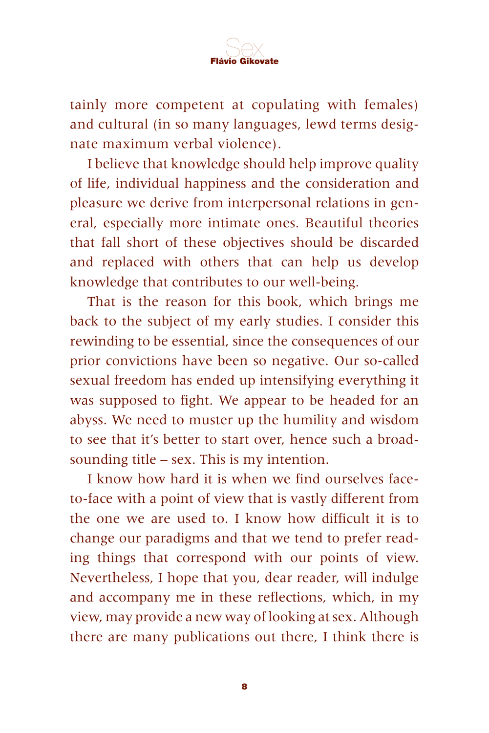tainly more competent at copulating with females) and cultural (in so many languages, lewd terms designate maximum verbal violence).

I believe that knowledge should help improve quality of life, individual happiness and the consideration and pleasure we derive from interpersonal relations in general, especially more intimate ones. Beautiful theories that fall short of these objectives should be discarded and replaced with others that can help us develop knowledge that contributes to our well-being.

That is the reason for this book, which brings me back to the subject of my early studies. I consider this rewinding to be essential, since the consequences of our prior convictions have been so negative. Our so-called sexual freedom has ended up intensifying everything it was supposed to fight. We appear to be headed for an abyss. We need to muster up the humility and wisdom to see that it's better to start over, hence such a broad-sounding title – sex. This is my intention.

I know how hard it is when we find ourselves face-to-face with a point of view that is vastly different from the one we are used to. I know how difficult it is to change our paradigms and that we tend to prefer reading things that correspond with our points of view. Nevertheless, I hope that you, dear reader, will indulge and accompany me in these reflections, which, in my view, may provide a new way of looking at sex. Although there are many publications out there, I think there is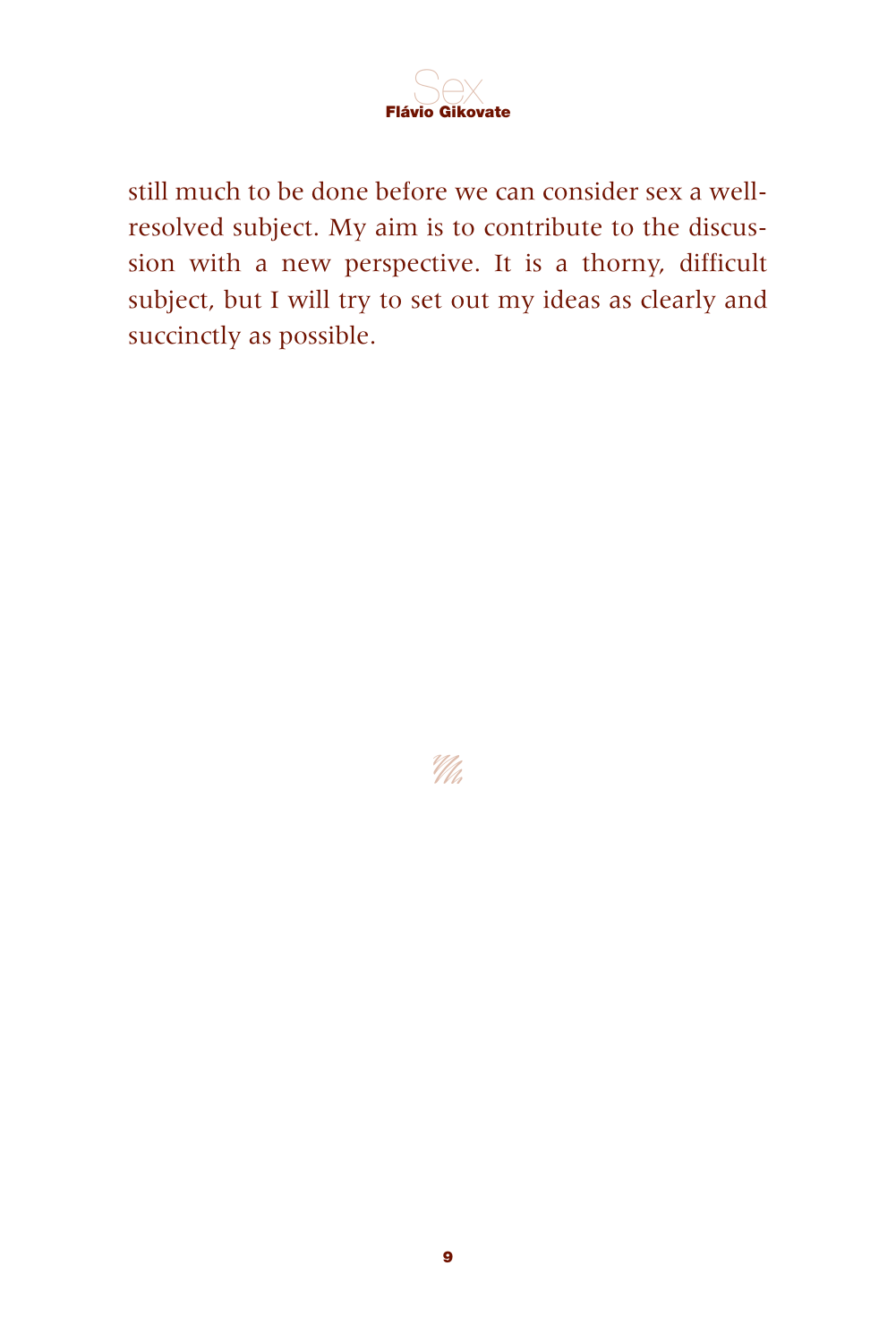still much to be done before we can consider sex a well-resolved subject. My aim is to contribute to the discussion with a new perspective. It is a thorny, difficult subject, but I will try to set out my ideas as clearly and succinctly as possible.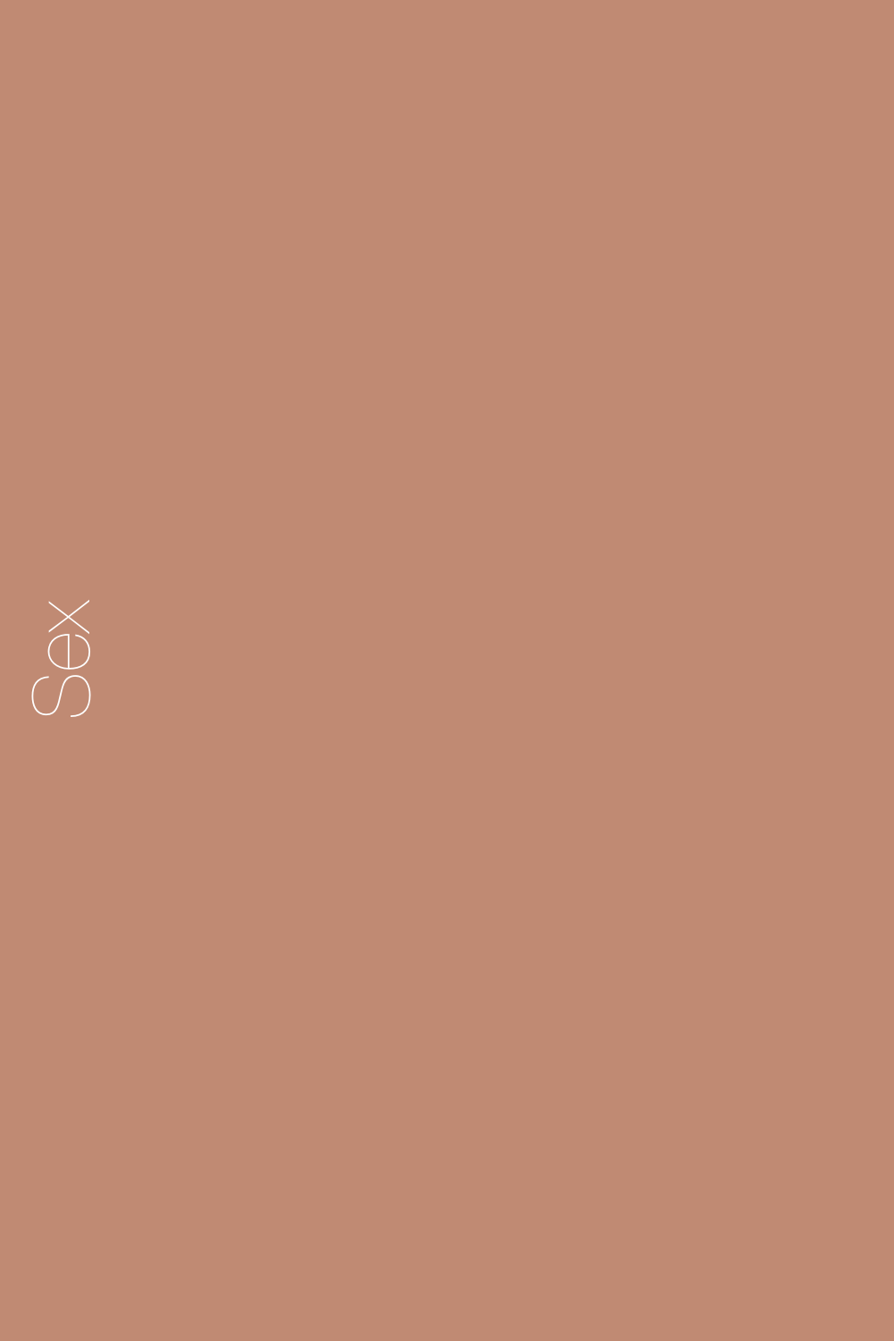# Sex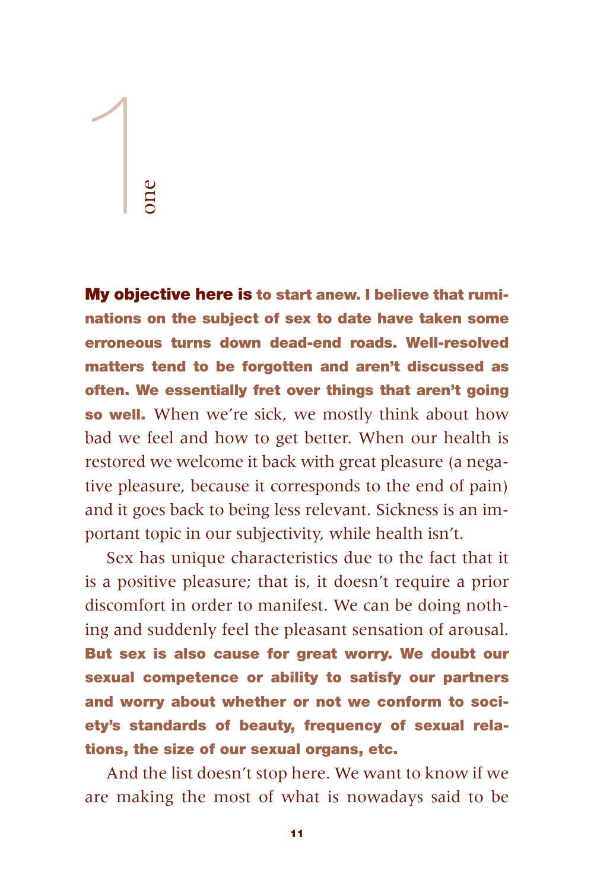# 1 one

**My objective here is to start anew. I believe that ruminations on the subject of sex to date have taken some erroneous turns down dead-end roads. Well-resolved matters tend to be forgotten and aren't discussed as often. We essentially fret over things that aren't going so well.** When we're sick, we mostly think about how bad we feel and how to get better. When our health is restored we welcome it back with great pleasure (a negative pleasure, because it corresponds to the end of pain) and it goes back to being less relevant. Sickness is an important topic in our subjectivity, while health isn't.

Sex has unique characteristics due to the fact that it is a positive pleasure; that is, it doesn't require a prior discomfort in order to manifest. We can be doing nothing and suddenly feel the pleasant sensation of arousal. **But sex is also cause for great worry. We doubt our sexual competence or ability to satisfy our partners and worry about whether or not we conform to society's standards of beauty, frequency of sexual relations, the size of our sexual organs, etc.**

And the list doesn't stop here. We want to know if we are making the most of what is nowadays said to be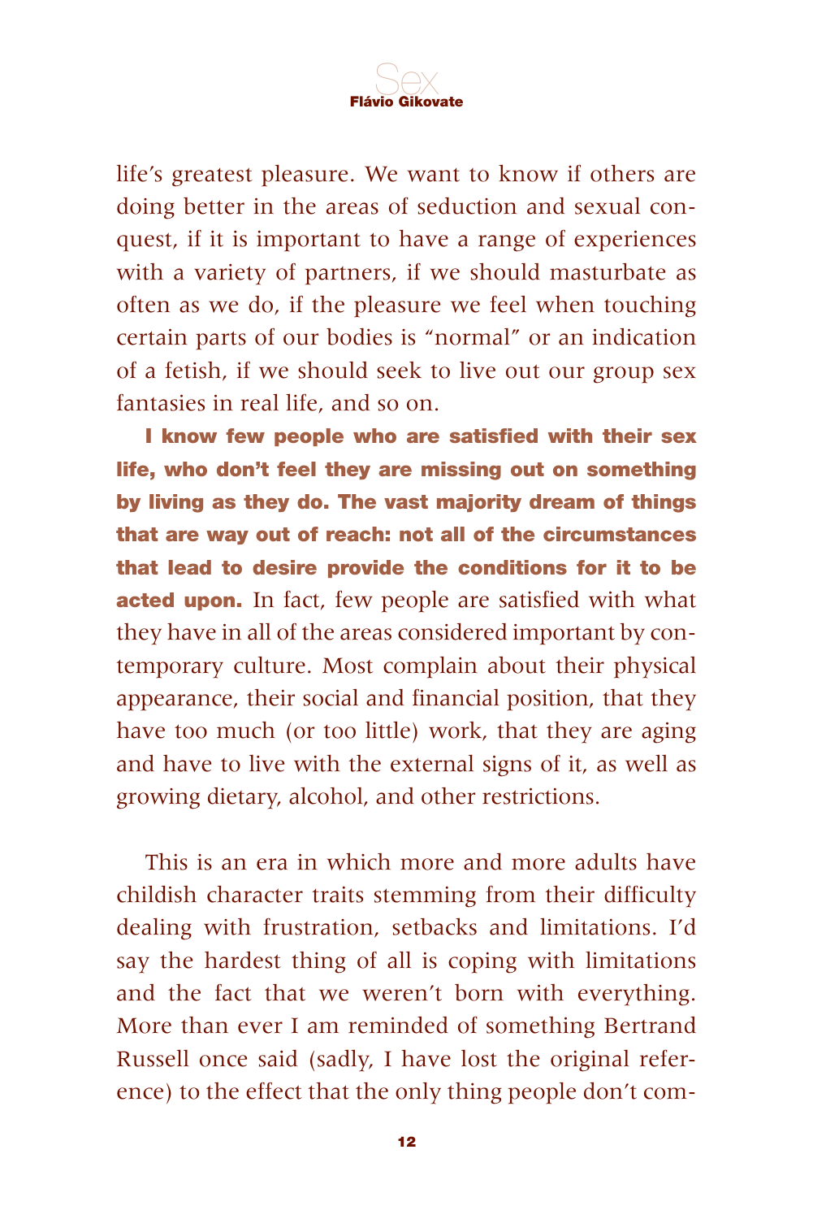life's greatest pleasure. We want to know if others are doing better in the areas of seduction and sexual conquest, if it is important to have a range of experiences with a variety of partners, if we should masturbate as often as we do, if the pleasure we feel when touching certain parts of our bodies is "normal" or an indication of a fetish, if we should seek to live out our group sex fantasies in real life, and so on.

**I know few people who are satisfied with their sex life, who don't feel they are missing out on something by living as they do. The vast majority dream of things that are way out of reach: not all of the circumstances that lead to desire provide the conditions for it to be acted upon.** In fact, few people are satisfied with what they have in all of the areas considered important by contemporary culture. Most complain about their physical appearance, their social and financial position, that they have too much (or too little) work, that they are aging and have to live with the external signs of it, as well as growing dietary, alcohol, and other restrictions.

This is an era in which more and more adults have childish character traits stemming from their difficulty dealing with frustration, setbacks and limitations. I'd say the hardest thing of all is coping with limitations and the fact that we weren't born with everything. More than ever I am reminded of something Bertrand Russell once said (sadly, I have lost the original reference) to the effect that the only thing people don't com-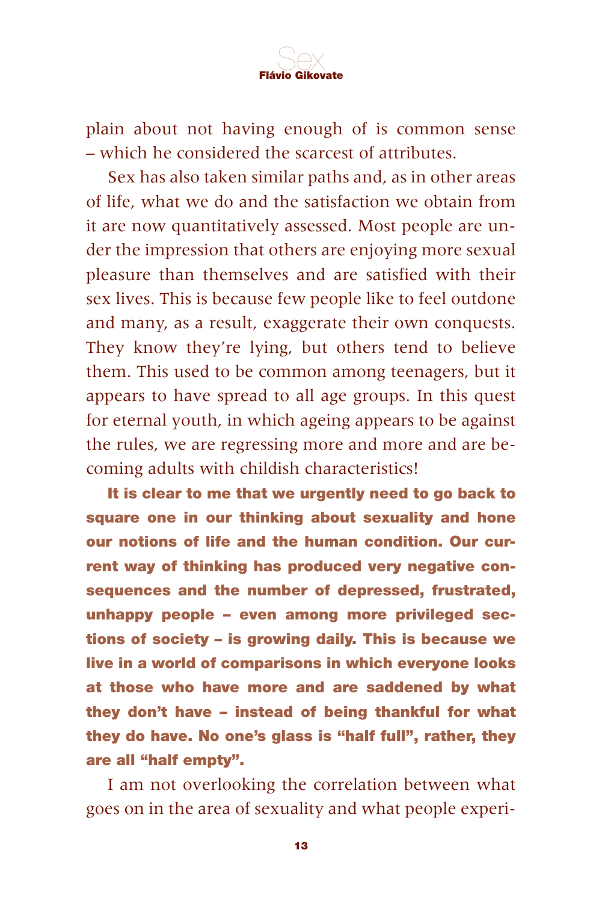plain about not having enough of is common sense – which he considered the scarcest of attributes.

Sex has also taken similar paths and, as in other areas of life, what we do and the satisfaction we obtain from it are now quantitatively assessed. Most people are under the impression that others are enjoying more sexual pleasure than themselves and are satisfied with their sex lives. This is because few people like to feel outdone and many, as a result, exaggerate their own conquests. They know they're lying, but others tend to believe them. This used to be common among teenagers, but it appears to have spread to all age groups. In this quest for eternal youth, in which ageing appears to be against the rules, we are regressing more and more and are becoming adults with childish characteristics!

**It is clear to me that we urgently need to go back to square one in our thinking about sexuality and hone our notions of life and the human condition. Our current way of thinking has produced very negative consequences and the number of depressed, frustrated, unhappy people – even among more privileged sections of society – is growing daily. This is because we live in a world of comparisons in which everyone looks at those who have more and are saddened by what they don't have – instead of being thankful for what they do have. No one's glass is "half full", rather, they are all "half empty".**

I am not overlooking the correlation between what goes on in the area of sexuality and what people experi-